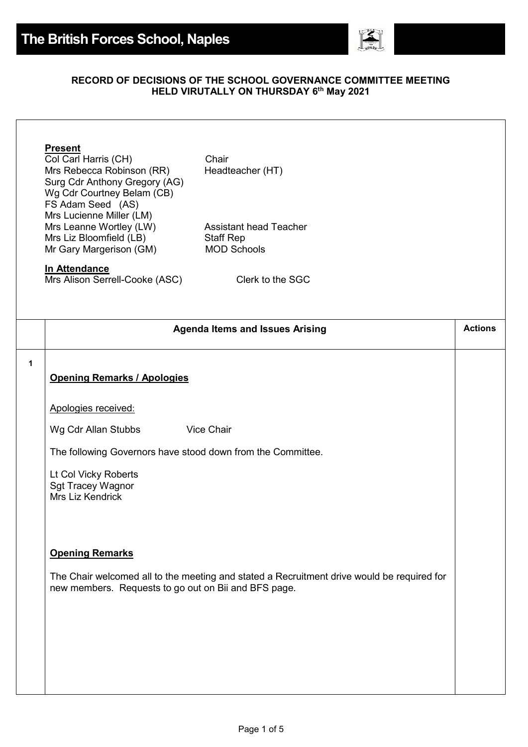# The British Forces School, Naples

**RECORD OF DECISIONS OF THE SCHOOL GOVERNANCE COMMITTEE MEETING HELD VIRUTALLY ON THURSDAY 6th May 2021**

**Present**

| | |
|---|---|
| Col Carl Harris (CH) | Chair |
| Mrs Rebecca Robinson (RR) | Headteacher (HT) |
| Surg Cdr Anthony Gregory (AG) | |
| Wg Cdr Courtney Belam (CB) | |
| FS Adam Seed (AS) | |
| Mrs Lucienne Miller (LM) | |
| Mrs Leanne Wortley (LW) | Assistant head Teacher |
| Mrs Liz Bloomfield (LB) | Staff Rep |
| Mr Gary Margerison (GM) | MOD Schools |

**In Attendance**

| | |
|---|---|
| Mrs Alison Serrell-Cooke (ASC) | Clerk to the SGC |

| | Agenda Items and Issues Arising | Actions |
|---|---|---|
| 1 | **Opening Remarks / Apologies**<br><br>Apologies received:<br><br>Wg Cdr Allan Stubbs Vice Chair<br><br>The following Governors have stood down from the Committee.<br><br>Lt Col Vicky Roberts<br>Sgt Tracey Wagnor<br>Mrs Liz Kendrick<br><br>**Opening Remarks**<br><br>The Chair welcomed all to the meeting and stated a Recruitment drive would be required for new members. Requests to go out on Bii and BFS page. | |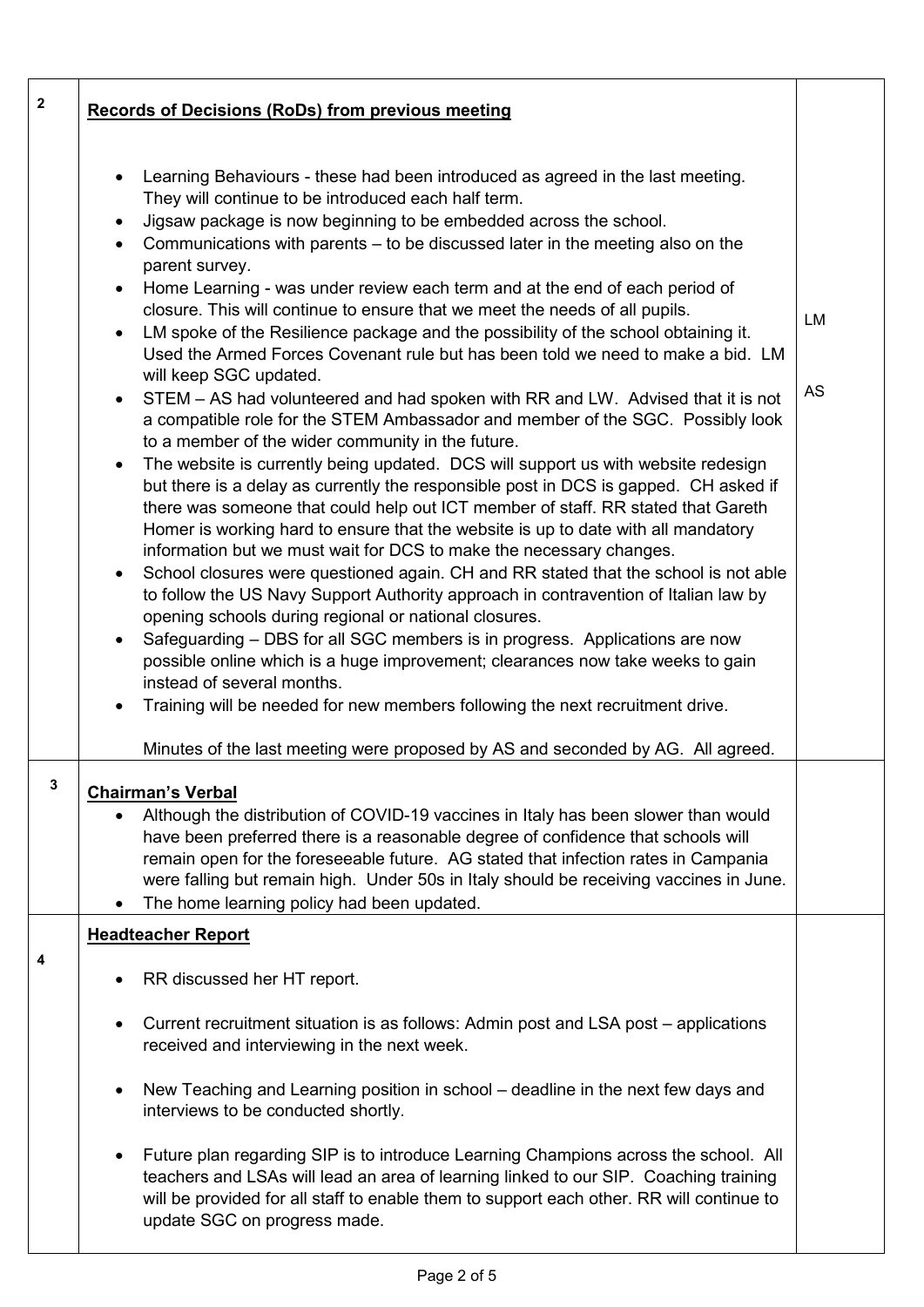| | | |
|---|---|---|
| 2 | **Records of Decisions (RoDs) from previous meeting**<br><br>• Learning Behaviours - these had been introduced as agreed in the last meeting. They will continue to be introduced each half term.<br>• Jigsaw package is now beginning to be embedded across the school.<br>• Communications with parents – to be discussed later in the meeting also on the parent survey.<br>• Home Learning - was under review each term and at the end of each period of closure. This will continue to ensure that we meet the needs of all pupils.<br>• LM spoke of the Resilience package and the possibility of the school obtaining it. Used the Armed Forces Covenant rule but has been told we need to make a bid. LM will keep SGC updated.<br>• STEM – AS had volunteered and had spoken with RR and LW. Advised that it is not a compatible role for the STEM Ambassador and member of the SGC. Possibly look to a member of the wider community in the future.<br>• The website is currently being updated. DCS will support us with website redesign but there is a delay as currently the responsible post in DCS is gapped. CH asked if there was someone that could help out ICT member of staff. RR stated that Gareth Homer is working hard to ensure that the website is up to date with all mandatory information but we must wait for DCS to make the necessary changes.<br>• School closures were questioned again. CH and RR stated that the school is not able to follow the US Navy Support Authority approach in contravention of Italian law by opening schools during regional or national closures.<br>• Safeguarding – DBS for all SGC members is in progress. Applications are now possible online which is a huge improvement; clearances now take weeks to gain instead of several months.<br>• Training will be needed for new members following the next recruitment drive.<br><br>Minutes of the last meeting were proposed by AS and seconded by AG. All agreed. | LM<br><br>AS |
| 3 | **Chairman's Verbal**<br>• Although the distribution of COVID-19 vaccines in Italy has been slower than would have been preferred there is a reasonable degree of confidence that schools will remain open for the foreseeable future. AG stated that infection rates in Campania were falling but remain high. Under 50s in Italy should be receiving vaccines in June.<br>• The home learning policy had been updated. | |
| 4 | **Headteacher Report**<br><br>• RR discussed her HT report.<br><br>• Current recruitment situation is as follows: Admin post and LSA post – applications received and interviewing in the next week.<br><br>• New Teaching and Learning position in school – deadline in the next few days and interviews to be conducted shortly.<br><br>• Future plan regarding SIP is to introduce Learning Champions across the school. All teachers and LSAs will lead an area of learning linked to our SIP. Coaching training will be provided for all staff to enable them to support each other. RR will continue to update SGC on progress made. | |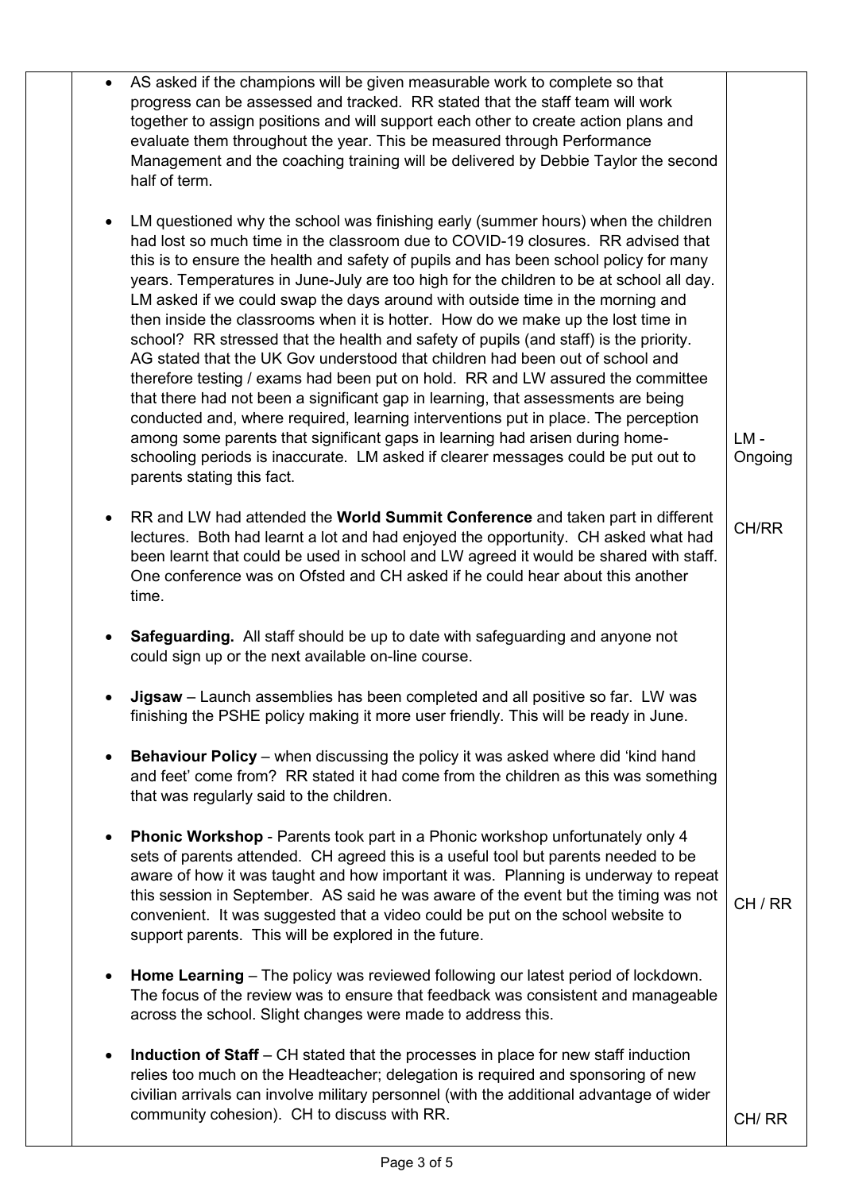| | | |
|---|---|---|
| | • AS asked if the champions will be given measurable work to complete so that progress can be assessed and tracked. RR stated that the staff team will work together to assign positions and will support each other to create action plans and evaluate them throughout the year. This be measured through Performance Management and the coaching training will be delivered by Debbie Taylor the second half of term. | |
| | • LM questioned why the school was finishing early (summer hours) when the children had lost so much time in the classroom due to COVID-19 closures. RR advised that this is to ensure the health and safety of pupils and has been school policy for many years. Temperatures in June-July are too high for the children to be at school all day. LM asked if we could swap the days around with outside time in the morning and then inside the classrooms when it is hotter. How do we make up the lost time in school? RR stressed that the health and safety of pupils (and staff) is the priority. AG stated that the UK Gov understood that children had been out of school and therefore testing / exams had been put on hold. RR and LW assured the committee that there had not been a significant gap in learning, that assessments are being conducted and, where required, learning interventions put in place. The perception among some parents that significant gaps in learning had arisen during home-schooling periods is inaccurate. LM asked if clearer messages could be put out to parents stating this fact. | LM - Ongoing |
| | • RR and LW had attended the **World Summit Conference** and taken part in different lectures. Both had learnt a lot and had enjoyed the opportunity. CH asked what had been learnt that could be used in school and LW agreed it would be shared with staff. One conference was on Ofsted and CH asked if he could hear about this another time. | CH/RR |
| | • **Safeguarding.** All staff should be up to date with safeguarding and anyone not could sign up or the next available on-line course. | |
| | • **Jigsaw** – Launch assemblies has been completed and all positive so far. LW was finishing the PSHE policy making it more user friendly. This will be ready in June. | |
| | • **Behaviour Policy** – when discussing the policy it was asked where did 'kind hand and feet' come from? RR stated it had come from the children as this was something that was regularly said to the children. | |
| | • **Phonic Workshop** - Parents took part in a Phonic workshop unfortunately only 4 sets of parents attended. CH agreed this is a useful tool but parents needed to be aware of how it was taught and how important it was. Planning is underway to repeat this session in September. AS said he was aware of the event but the timing was not convenient. It was suggested that a video could be put on the school website to support parents. This will be explored in the future. | CH / RR |
| | • **Home Learning** – The policy was reviewed following our latest period of lockdown. The focus of the review was to ensure that feedback was consistent and manageable across the school. Slight changes were made to address this. | |
| | • **Induction of Staff** – CH stated that the processes in place for new staff induction relies too much on the Headteacher; delegation is required and sponsoring of new civilian arrivals can involve military personnel (with the additional advantage of wider community cohesion). CH to discuss with RR. | CH/ RR |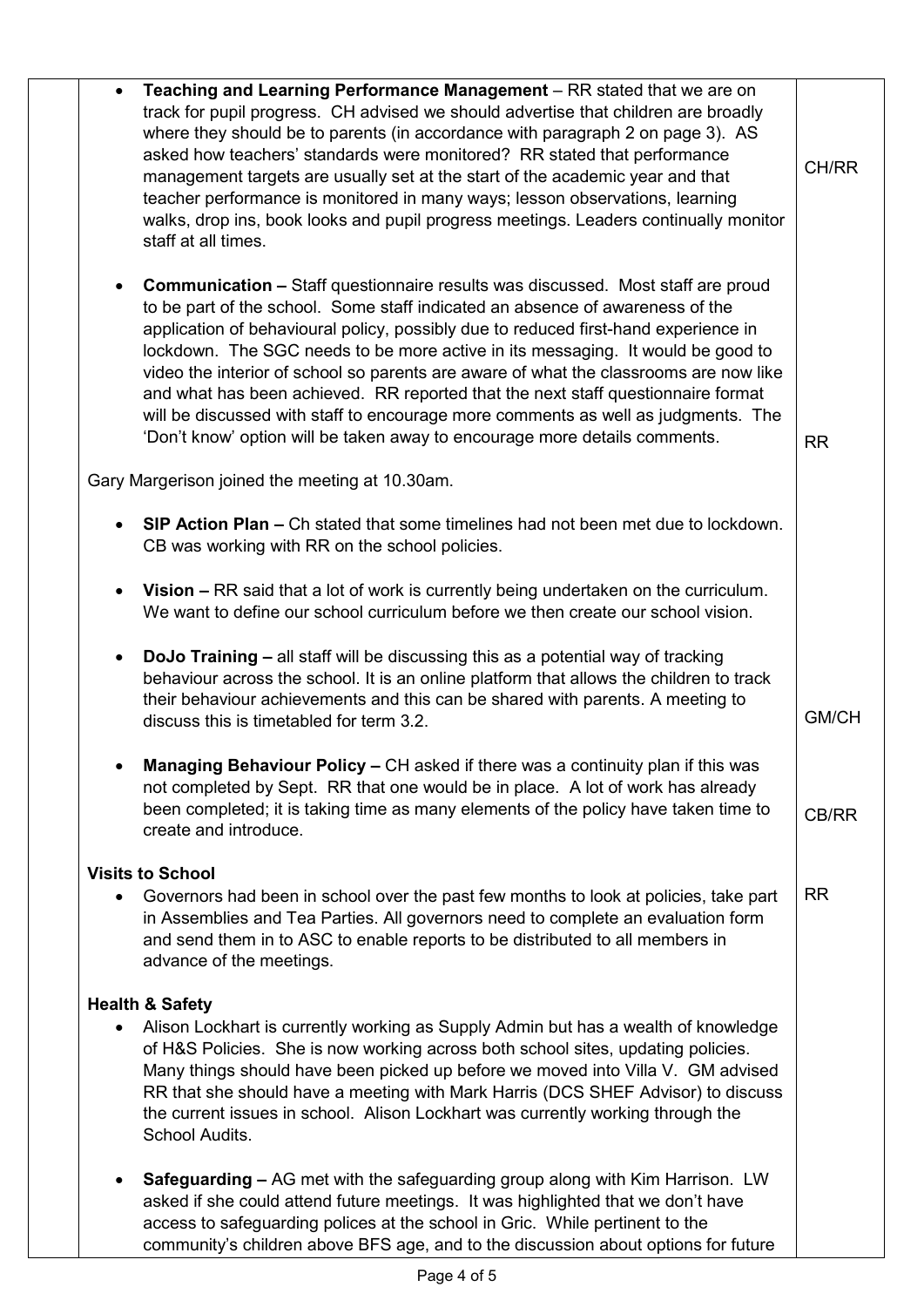| | | |
|---|---|---|
| | • **Teaching and Learning Performance Management** – RR stated that we are on track for pupil progress. CH advised we should advertise that children are broadly where they should be to parents (in accordance with paragraph 2 on page 3). AS asked how teachers' standards were monitored? RR stated that performance management targets are usually set at the start of the academic year and that teacher performance is monitored in many ways; lesson observations, learning walks, drop ins, book looks and pupil progress meetings. Leaders continually monitor staff at all times. | CH/RR |
| | • **Communication –** Staff questionnaire results was discussed. Most staff are proud to be part of the school. Some staff indicated an absence of awareness of the application of behavioural policy, possibly due to reduced first-hand experience in lockdown. The SGC needs to be more active in its messaging. It would be good to video the interior of school so parents are aware of what the classrooms are now like and what has been achieved. RR reported that the next staff questionnaire format will be discussed with staff to encourage more comments as well as judgments. The 'Don't know' option will be taken away to encourage more details comments. | RR |
| | Gary Margerison joined the meeting at 10.30am. | |
| | • **SIP Action Plan –** Ch stated that some timelines had not been met due to lockdown. CB was working with RR on the school policies. | |
| | • **Vision –** RR said that a lot of work is currently being undertaken on the curriculum. We want to define our school curriculum before we then create our school vision. | |
| | • **DoJo Training –** all staff will be discussing this as a potential way of tracking behaviour across the school. It is an online platform that allows the children to track their behaviour achievements and this can be shared with parents. A meeting to discuss this is timetabled for term 3.2. | GM/CH |
| | • **Managing Behaviour Policy –** CH asked if there was a continuity plan if this was not completed by Sept. RR that one would be in place. A lot of work has already been completed; it is taking time as many elements of the policy have taken time to create and introduce. | CB/RR |
| | **Visits to School**<br>• Governors had been in school over the past few months to look at policies, take part in Assemblies and Tea Parties. All governors need to complete an evaluation form and send them in to ASC to enable reports to be distributed to all members in advance of the meetings. | RR |
| | **Health & Safety**<br>• Alison Lockhart is currently working as Supply Admin but has a wealth of knowledge of H&S Policies. She is now working across both school sites, updating policies. Many things should have been picked up before we moved into Villa V. GM advised RR that she should have a meeting with Mark Harris (DCS SHEF Advisor) to discuss the current issues in school. Alison Lockhart was currently working through the School Audits. | |
| | • **Safeguarding –** AG met with the safeguarding group along with Kim Harrison. LW asked if she could attend future meetings. It was highlighted that we don't have access to safeguarding polices at the school in Gric. While pertinent to the community's children above BFS age, and to the discussion about options for future | |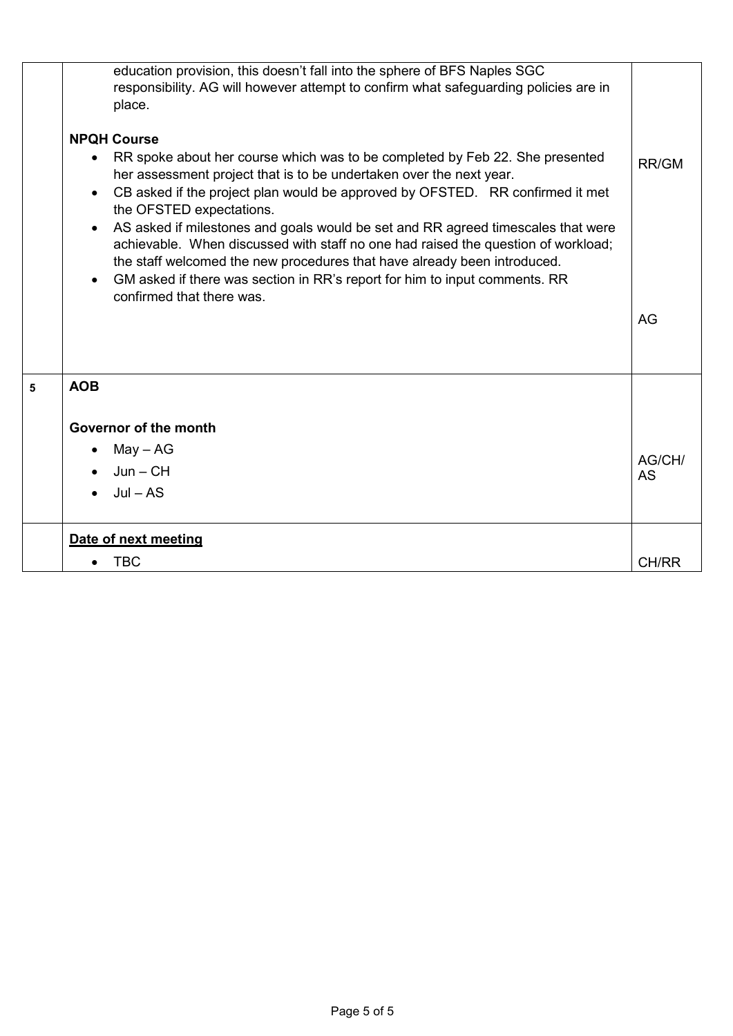| | | |
|---|---|---|
| | education provision, this doesn't fall into the sphere of BFS Naples SGC responsibility. AG will however attempt to confirm what safeguarding policies are in place.<br><br>**NPQH Course**<br>• RR spoke about her course which was to be completed by Feb 22. She presented her assessment project that is to be undertaken over the next year.<br>• CB asked if the project plan would be approved by OFSTED. RR confirmed it met the OFSTED expectations.<br>• AS asked if milestones and goals would be set and RR agreed timescales that were achievable. When discussed with staff no one had raised the question of workload; the staff welcomed the new procedures that have already been introduced.<br>• GM asked if there was section in RR's report for him to input comments. RR confirmed that there was. | RR/GM<br><br>AG |
| **5** | **AOB**<br><br>**Governor of the month**<br>• May – AG<br>• Jun – CH<br>• Jul – AS | AG/CH/AS |
| | **Date of next meeting**<br>• TBC | CH/RR |